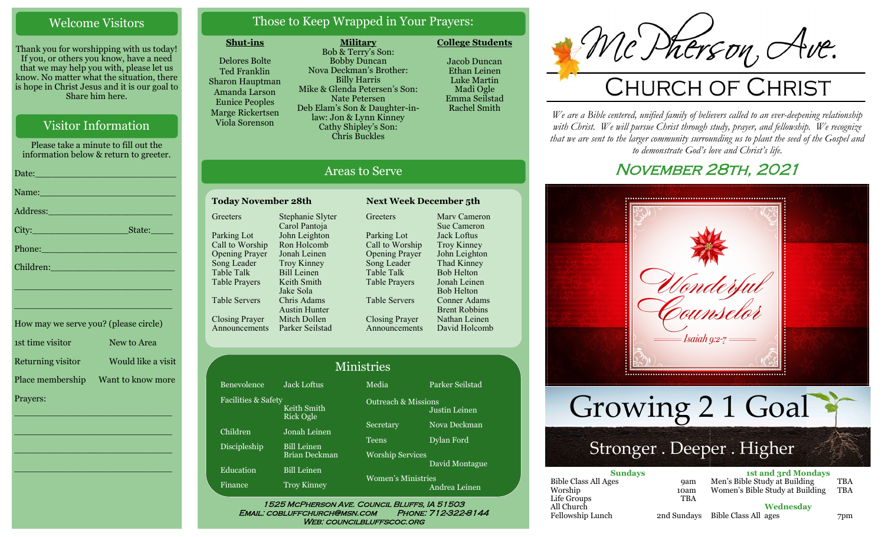## Welcome Visitors

Thank you for worshipping with us today! If you, or others you know, have a need that we may help you with, please let us know. No matter what the situation, there is hope in Christ Jesus and it is our goal to Share him here.

## Visitor Information

Please take a minute to fill out the information below & return to greeter.

Date:\_\_\_\_\_\_\_\_\_\_\_\_\_\_\_\_\_\_\_\_\_\_\_\_

Name:\_\_\_\_\_\_\_\_\_\_\_\_\_\_\_\_\_\_\_\_\_\_\_\_

Address:\_\_\_\_\_\_\_\_\_\_\_\_\_\_\_\_\_\_\_\_\_\_

City:\_\_\_\_\_\_\_\_\_\_\_\_\_\_\_\_\_State:\_\_\_\_\_

Phone:\_\_\_\_\_\_\_\_\_\_\_\_\_\_\_\_\_\_\_\_\_\_\_\_

Children:\_\_\_\_\_\_\_\_\_\_\_\_\_\_\_\_\_\_\_\_\_\_

\_\_\_\_\_\_\_\_\_\_\_\_\_\_\_\_\_\_\_\_\_\_\_\_\_\_\_\_\_

\_\_\_\_\_\_\_\_\_\_\_\_\_\_\_\_\_\_\_\_\_\_\_\_\_\_\_\_\_

How may we serve you? (please circle)

| | |
|---|---|
| 1st time visitor | New to Area |
| Returning visitor | Would like a visit |
| Place membership | Want to know more |

Prayers:

\_\_\_\_\_\_\_\_\_\_\_\_\_\_\_\_\_\_\_\_\_\_\_\_\_\_\_\_\_

\_\_\_\_\_\_\_\_\_\_\_\_\_\_\_\_\_\_\_\_\_\_\_\_\_\_\_\_\_

\_\_\_\_\_\_\_\_\_\_\_\_\_\_\_\_\_\_\_\_\_\_\_\_\_\_\_\_\_

\_\_\_\_\_\_\_\_\_\_\_\_\_\_\_\_\_\_\_\_\_\_\_\_\_\_\_\_\_

## Those to Keep Wrapped in Your Prayers:

**Shut-ins**

Delores Bolte
Ted Franklin
Sharon Hauptman
Amanda Larson
Eunice Peoples
Marge Rickertsen
Viola Sorenson

**Military**

Bob & Terry's Son: Bobby Duncan
Nova Deckman's Brother: Billy Harris
Mike & Glenda Petersen's Son: Nate Petersen
Deb Elam's Son & Daughter-in-law: Jon & Lynn Kinney
Cathy Shipley's Son: Chris Buckles

**College Students**

Jacob Duncan
Ethan Leinen
Luke Martin
Madi Ogle
Emma Seilstad
Rachel Smith

## Areas to Serve

**Today November 28th**

| | |
|---|---|
| Greeters | Stephanie Slyter, Carol Pantoja |
| Parking Lot | John Leighton |
| Call to Worship | Ron Holcomb |
| Opening Prayer | Jonah Leinen |
| Song Leader | Troy Kinney |
| Table Talk | Bill Leinen |
| Table Prayers | Keith Smith, Jake Sola |
| Table Servers | Chris Adams, Austin Hunter |
| Closing Prayer | Mitch Dollen |
| Announcements | Parker Seilstad |

**Next Week December 5th**

| | |
|---|---|
| Greeters | Marv Cameron, Sue Cameron |
| Parking Lot | Jack Loftus |
| Call to Worship | Troy Kinney |
| Opening Prayer | John Leighton |
| Song Leader | Thad Kinney |
| Table Talk | Bob Helton |
| Table Prayers | Jonah Leinen, Bob Helton |
| Table Servers | Conner Adams, Brent Robbins |
| Closing Prayer | Nathan Leinen |
| Announcements | David Holcomb |

## Ministries

| | |
|---|---|
| Benevolence | Jack Loftus |
| Facilities & Safety | Keith Smith, Rick Ogle |
| Children | Jonah Leinen |
| Discipleship | Bill Leinen, Brian Deckman |
| Education | Bill Leinen |
| Finance | Troy Kinney |
| Media | Parker Seilstad |
| Outreach & Missions | Justin Leinen |
| Secretary | Nova Deckman |
| Teens | Dylan Ford |
| Worship Services | David Montague |
| Women's Ministries | Andrea Leinen |

1525 McPherson Ave. Council Bluffs, IA 51503
Email: cobluffchurch@msn.com Phone: 712-322-8144
Web: councilbluffscoc.org

# McPherson Ave.
# Church of Christ

*We are a Bible centered, unified family of believers called to an ever-deepening relationship with Christ. We will pursue Christ through study, prayer, and fellowship. We recognize that we are sent to the larger community surrounding us to plant the seed of the Gospel and to demonstrate God's love and Christ's life.*

## November 28th, 2021

Wonderful Counselor
Isaiah 9:2-7

# Growing 2 1 Goal
Stronger . Deeper . Higher

**Sundays**

| | |
|---|---|
| Bible Class All Ages | 9am |
| Worship | 10am |
| Life Groups | TBA |
| All Church Fellowship Lunch | 2nd Sundays |

**1st and 3rd Mondays**

| | |
|---|---|
| Men's Bible Study at Building | TBA |
| Women's Bible Study at Building | TBA |

**Wednesday**

| | |
|---|---|
| Bible Class All ages | 7pm |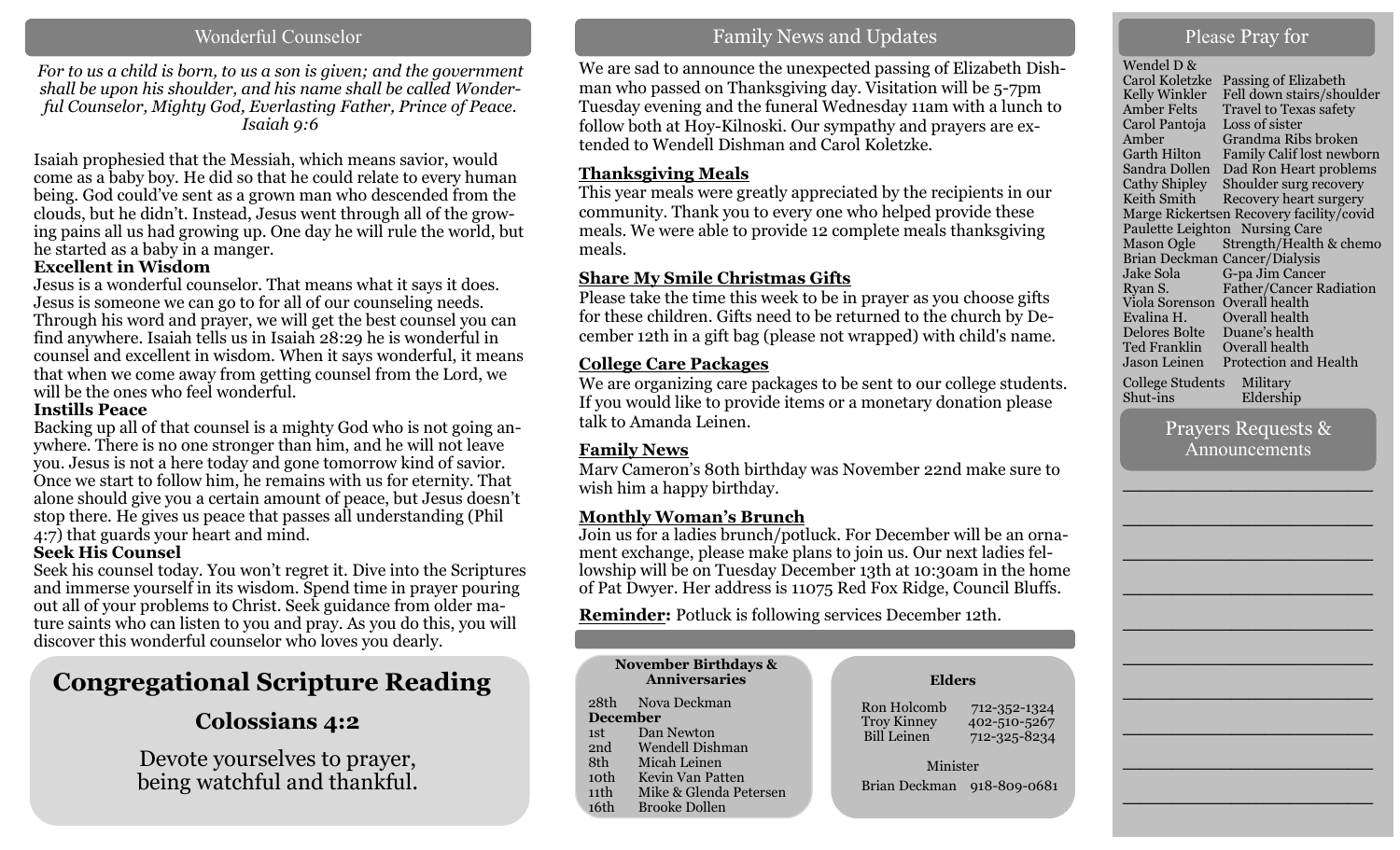## Wonderful Counselor

*For to us a child is born, to us a son is given; and the government shall be upon his shoulder, and his name shall be called Wonderful Counselor, Mighty God, Everlasting Father, Prince of Peace. Isaiah 9:6*

Isaiah prophesied that the Messiah, which means savior, would come as a baby boy. He did so that he could relate to every human being. God could've sent as a grown man who descended from the clouds, but he didn't. Instead, Jesus went through all of the growing pains all us had growing up. One day he will rule the world, but he started as a baby in a manger.

**Excellent in Wisdom**

Jesus is a wonderful counselor. That means what it says it does. Jesus is someone we can go to for all of our counseling needs. Through his word and prayer, we will get the best counsel you can find anywhere. Isaiah tells us in Isaiah 28:29 he is wonderful in counsel and excellent in wisdom. When it says wonderful, it means that when we come away from getting counsel from the Lord, we will be the ones who feel wonderful.

**Instills Peace**

Backing up all of that counsel is a mighty God who is not going anywhere. There is no one stronger than him, and he will not leave you. Jesus is not a here today and gone tomorrow kind of savior. Once we start to follow him, he remains with us for eternity. That alone should give you a certain amount of peace, but Jesus doesn't stop there. He gives us peace that passes all understanding (Phil 4:7) that guards your heart and mind.

**Seek His Counsel**

Seek his counsel today. You won't regret it. Dive into the Scriptures and immerse yourself in its wisdom. Spend time in prayer pouring out all of your problems to Christ. Seek guidance from older mature saints who can listen to you and pray. As you do this, you will discover this wonderful counselor who loves you dearly.

# Congregational Scripture Reading

## Colossians 4:2

Devote yourselves to prayer, being watchful and thankful.

## Family News and Updates

We are sad to announce the unexpected passing of Elizabeth Dishman who passed on Thanksgiving day. Visitation will be 5-7pm Tuesday evening and the funeral Wednesday 11am with a lunch to follow both at Hoy-Kilnoski. Our sympathy and prayers are extended to Wendell Dishman and Carol Koletzke.

### Thanksgiving Meals

This year meals were greatly appreciated by the recipients in our community. Thank you to every one who helped provide these meals. We were able to provide 12 complete meals thanksgiving meals.

### Share My Smile Christmas Gifts

Please take the time this week to be in prayer as you choose gifts for these children. Gifts need to be returned to the church by December 12th in a gift bag (please not wrapped) with child's name.

### College Care Packages

We are organizing care packages to be sent to our college students. If you would like to provide items or a monetary donation please talk to Amanda Leinen.

### Family News

Marv Cameron's 80th birthday was November 22nd make sure to wish him a happy birthday.

### Monthly Woman's Brunch

Join us for a ladies brunch/potluck. For December will be an ornament exchange, please make plans to join us. Our next ladies fellowship will be on Tuesday December 13th at 10:30am in the home of Pat Dwyer. Her address is 11075 Red Fox Ridge, Council Bluffs.

**Reminder:** Potluck is following services December 12th.

### November Birthdays & Anniversaries

| | |
|---|---|
| 28th | Nova Deckman |
| **December** | |
| 1st | Dan Newton |
| 2nd | Wendell Dishman |
| 8th | Micah Leinen |
| 10th | Kevin Van Patten |
| 11th | Mike & Glenda Petersen |
| 16th | Brooke Dollen |

### Elders

| | |
|---|---|
| Ron Holcomb | 712-352-1324 |
| Troy Kinney | 402-510-5267 |
| Bill Leinen | 712-325-8234 |

Minister

Brian Deckman 918-809-0681

## Please Pray for

| | |
|---|---|
| Wendel D & Carol Koletzke | Passing of Elizabeth |
| Kelly Winkler | Fell down stairs/shoulder |
| Amber Felts | Travel to Texas safety |
| Carol Pantoja | Loss of sister |
| Amber | Grandma Ribs broken |
| Garth Hilton | Family Calif lost newborn |
| Sandra Dollen | Dad Ron Heart problems |
| Cathy Shipley | Shoulder surg recovery |
| Keith Smith | Recovery heart surgery |
| Marge Rickertsen | Recovery facility/covid |
| Paulette Leighton | Nursing Care |
| Mason Ogle | Strength/Health & chemo |
| Brian Deckman | Cancer/Dialysis |
| Jake Sola | G-pa Jim Cancer |
| Ryan S. | Father/Cancer Radiation |
| Viola Sorenson | Overall health |
| Evalina H. | Overall health |
| Delores Bolte | Duane's health |
| Ted Franklin | Overall health |
| Jason Leinen | Protection and Health |
| College Students | Military |
| Shut-ins | Eldership |

## Prayers Requests & Announcements

____________________

____________________

____________________

____________________

____________________

____________________

____________________

____________________

____________________

____________________